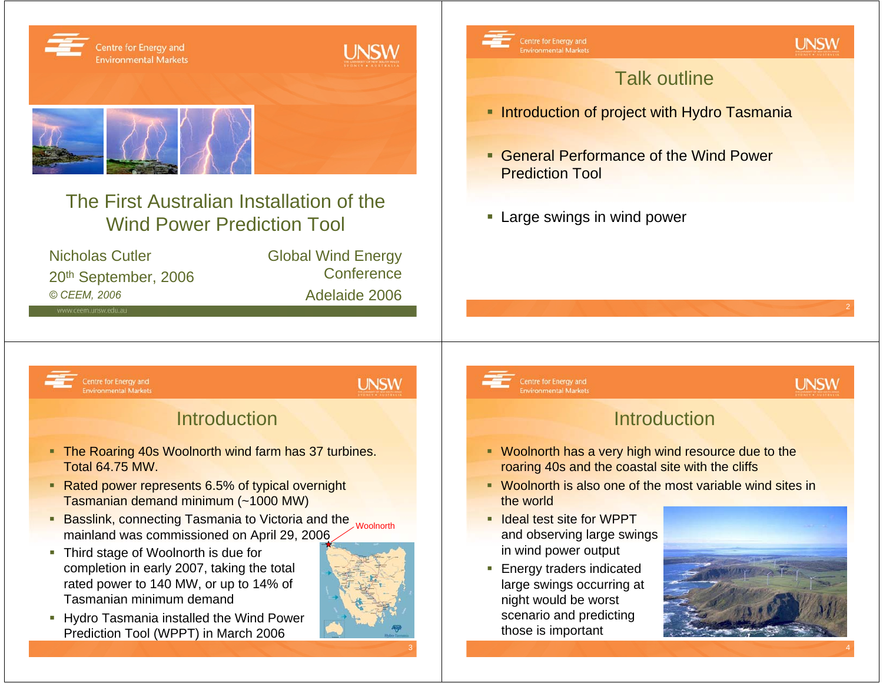# The First Australian Installation of the Wind Power Prediction Tool

Nicholas Cutler
20th September, 2006
*© CEEM, 2006*

Global Wind Energy Conference
Adelaide 2006

## Talk outline

- Introduction of project with Hydro Tasmania
- General Performance of the Wind Power Prediction Tool
- Large swings in wind power

## Introduction

- The Roaring 40s Woolnorth wind farm has 37 turbines. Total 64.75 MW.
- Rated power represents 6.5% of typical overnight Tasmanian demand minimum (~1000 MW)
- Basslink, connecting Tasmania to Victoria and the mainland was commissioned on April 29, 2006
- Third stage of Woolnorth is due for completion in early 2007, taking the total rated power to 140 MW, or up to 14% of Tasmanian minimum demand
- Hydro Tasmania installed the Wind Power Prediction Tool (WPPT) in March 2006

Woolnorth

## Introduction

- Woolnorth has a very high wind resource due to the roaring 40s and the coastal site with the cliffs
- Woolnorth is also one of the most variable wind sites in the world
- Ideal test site for WPPT and observing large swings in wind power output
- Energy traders indicated large swings occurring at night would be worst scenario and predicting those is important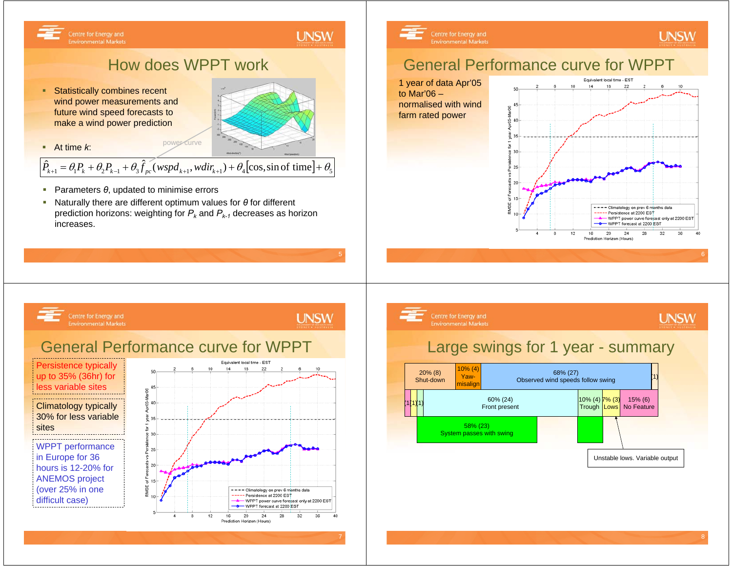## How does WPPT work

- Statistically combines recent wind power measurements and future wind speed forecasts to make a wind power prediction
- At time $k$:

power curve

$$\hat{P}_{k+1} = \theta_1 P_k + \theta_2 P_{k-1} + \theta_3 \hat{f}_{pc}(wspd_{k+1}, wdir_{k+1}) + \theta_4[\cos, \sin \text{ of time}] + \theta_5$$

- Parameters $\theta$, updated to minimise errors
- Naturally there are different optimum values for $\theta$ for different prediction horizons: weighting for $P_k$ and $P_{k-1}$ decreases as horizon increases.

## General Performance curve for WPPT

1 year of data Apr'05 to Mar'06 – normalised with wind farm rated power

## General Performance curve for WPPT

Persistence typically up to 35% (36hr) for less variable sites

Climatology typically 30% for less variable sites

WPPT performance in Europe for 36 hours is 12-20% for ANEMOS project (over 25% in one difficult case)

## Large swings for 1 year - summary

| 20% (8) Shut-down | 10% (4) Yaw-misalign | 68% (27) Observed wind speeds follow swing | (1) |
|---|---|---|---|

| (1) | (1) | (1) | 60% (24) Front present | 10% (4) Trough | 7% (3) Lows | 15% (6) No Feature |
|---|---|---|---|---|---|---|

58% (23) System passes with swing

Unstable lows. Variable output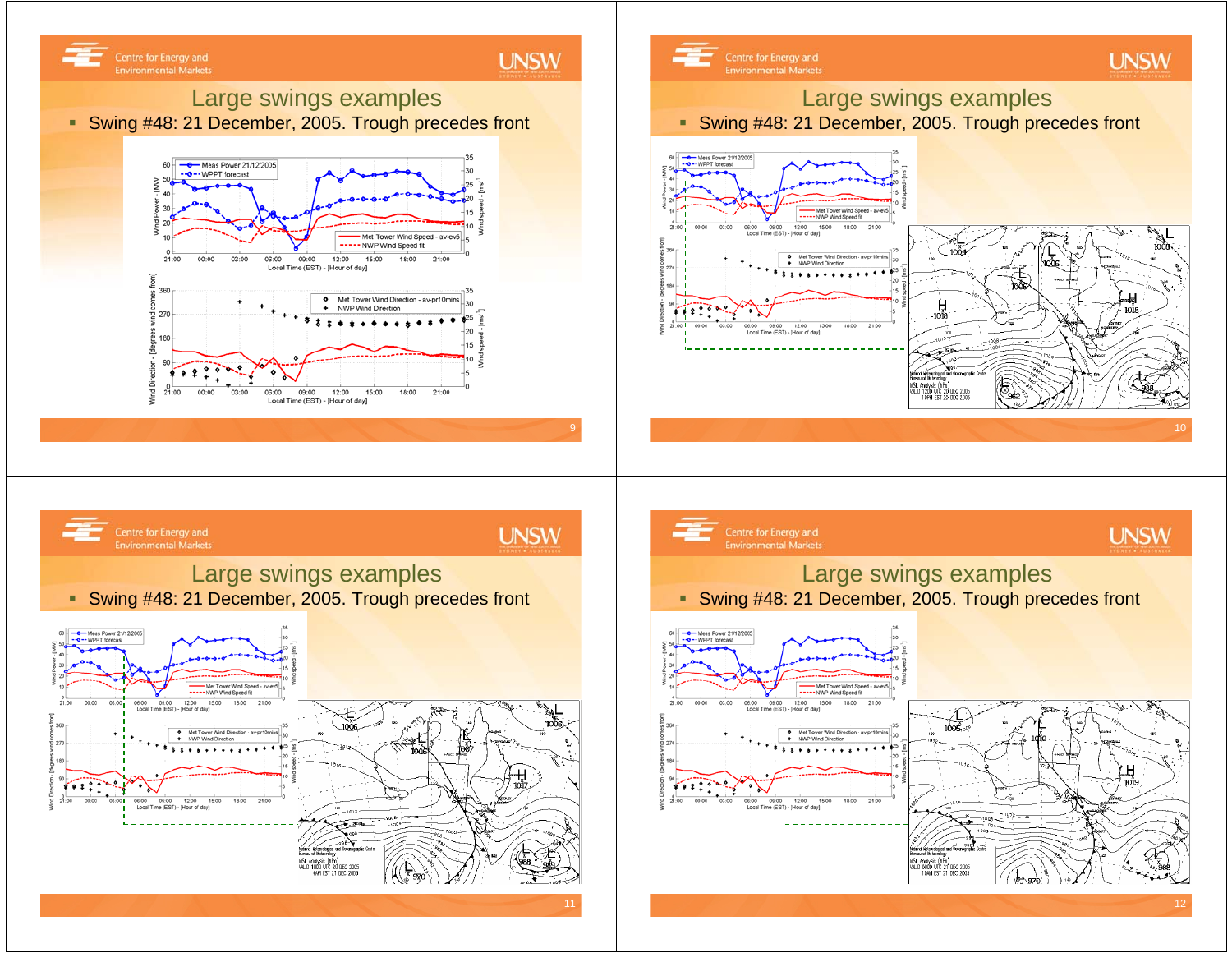## Large swings examples

- Swing #48: 21 December, 2005. Trough precedes front

## Large swings examples

- Swing #48: 21 December, 2005. Trough precedes front

## Large swings examples

- Swing #48: 21 December, 2005. Trough precedes front

## Large swings examples

- Swing #48: 21 December, 2005. Trough precedes front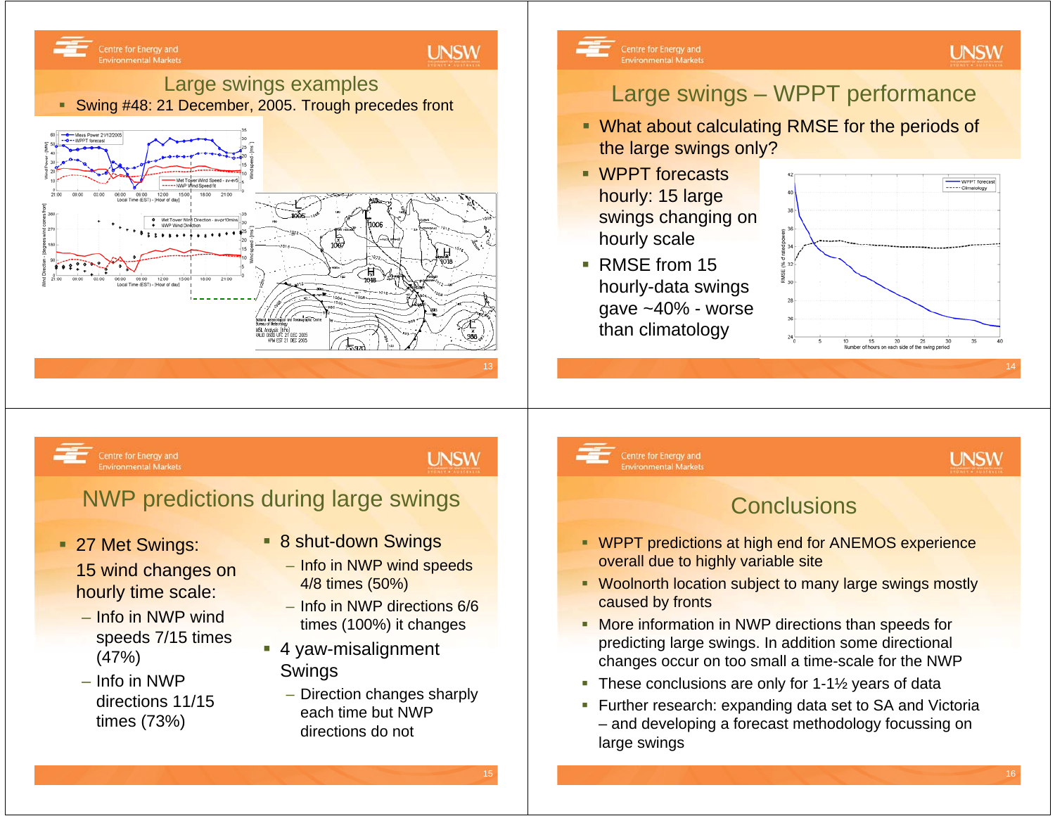## Large swings examples

- Swing #48: 21 December, 2005. Trough precedes front

## Large swings – WPPT performance

- What about calculating RMSE for the periods of the large swings only?
- WPPT forecasts hourly: 15 large swings changing on hourly scale
- RMSE from 15 hourly-data swings gave ~40% - worse than climatology

## NWP predictions during large swings

- 27 Met Swings:
  15 wind changes on hourly time scale:
  - Info in NWP wind speeds 7/15 times (47%)
  - Info in NWP directions 11/15 times (73%)
- 8 shut-down Swings
  - Info in NWP wind speeds 4/8 times (50%)
  - Info in NWP directions 6/6 times (100%) it changes
- 4 yaw-misalignment Swings
  - Direction changes sharply each time but NWP directions do not

## Conclusions

- WPPT predictions at high end for ANEMOS experience overall due to highly variable site
- Woolnorth location subject to many large swings mostly caused by fronts
- More information in NWP directions than speeds for predicting large swings. In addition some directional changes occur on too small a time-scale for the NWP
- These conclusions are only for 1-1½ years of data
- Further research: expanding data set to SA and Victoria – and developing a forecast methodology focussing on large swings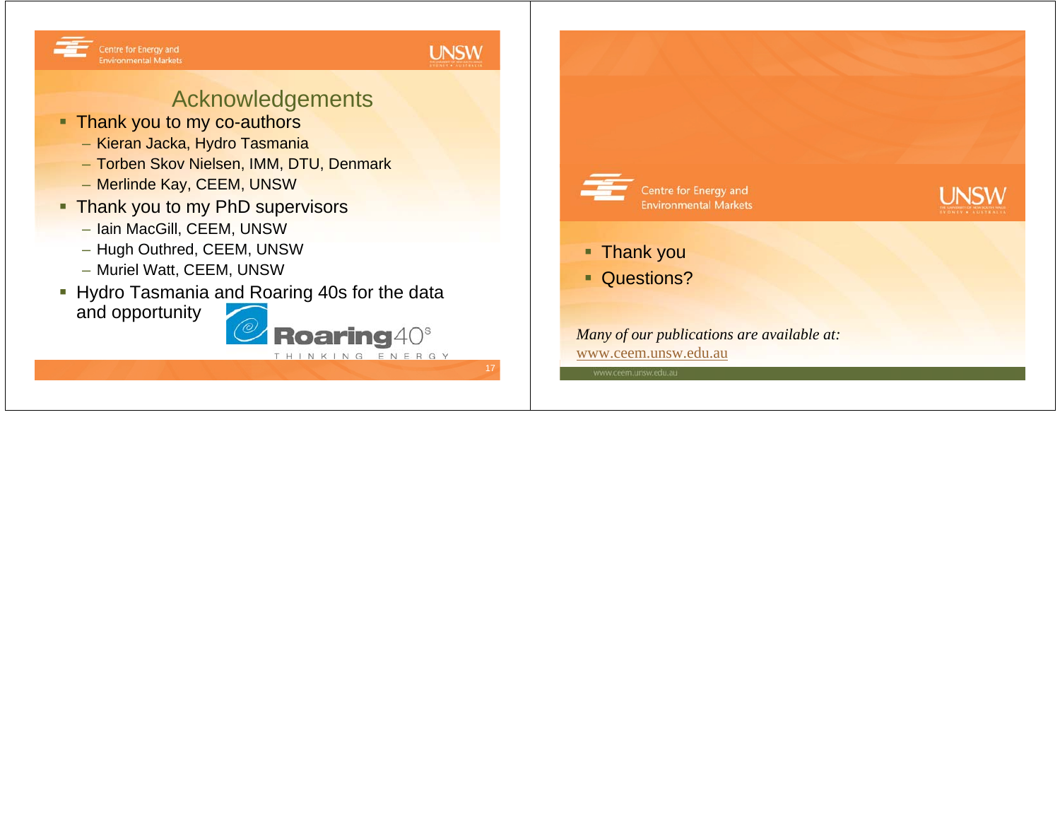## Acknowledgements

- Thank you to my co-authors
  - Kieran Jacka, Hydro Tasmania
  - Torben Skov Nielsen, IMM, DTU, Denmark
  - Merlinde Kay, CEEM, UNSW
- Thank you to my PhD supervisors
  - Iain MacGill, CEEM, UNSW
  - Hugh Outhred, CEEM, UNSW
  - Muriel Watt, CEEM, UNSW
- Hydro Tasmania and Roaring 40s for the data and opportunity

Roaring 40s
THINKING ENERGY

---

- Thank you
- Questions?

*Many of our publications are available at:*
www.ceem.unsw.edu.au